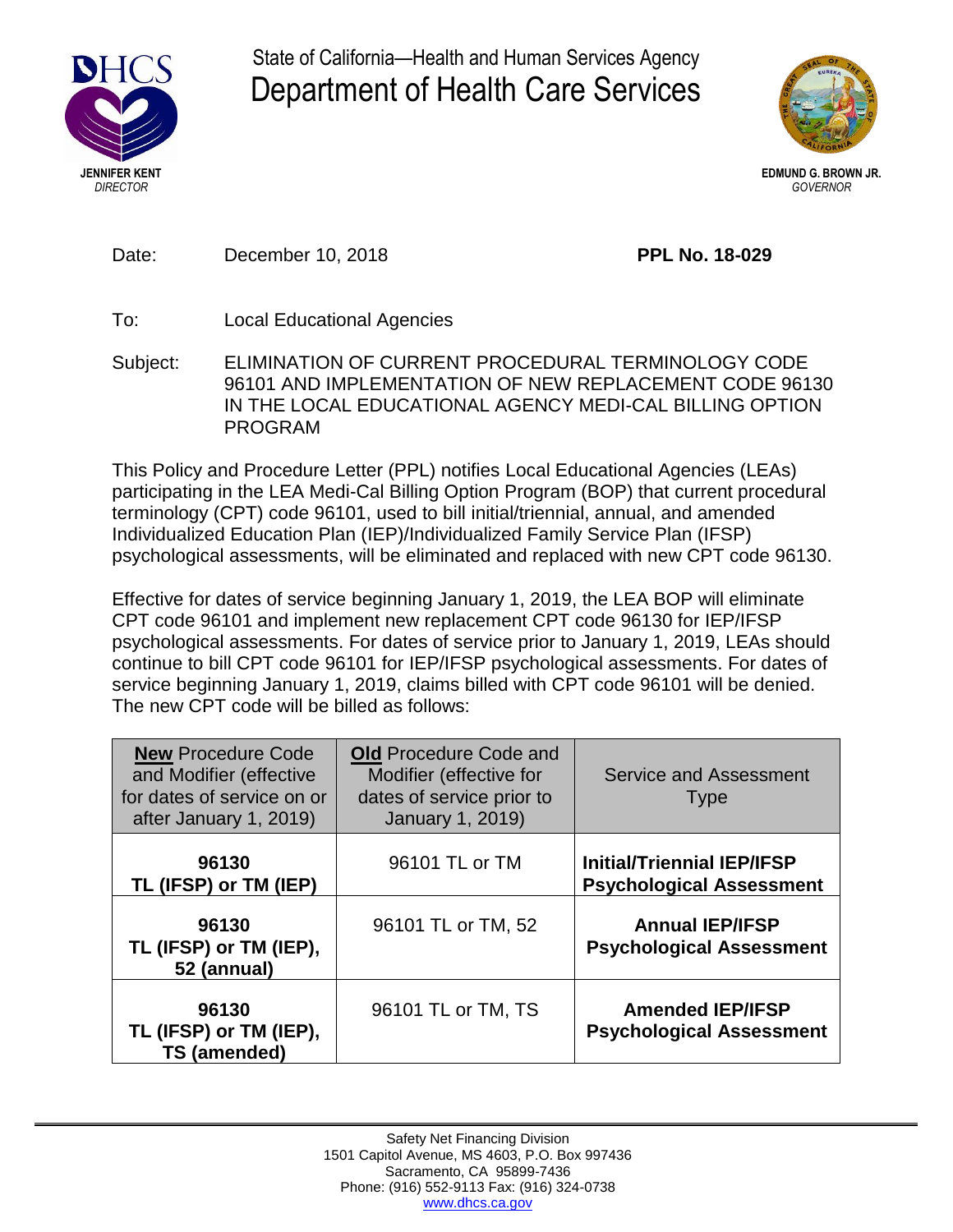**JENNIFER KENT**
*DIRECTOR*

State of California—Health and Human Services Agency
# Department of Health Care Services

**EDMUND G. BROWN JR.**
*GOVERNOR*

Date: December 10, 2018 **PPL No. 18-029**

To: Local Educational Agencies

Subject: ELIMINATION OF CURRENT PROCEDURAL TERMINOLOGY CODE 96101 AND IMPLEMENTATION OF NEW REPLACEMENT CODE 96130 IN THE LOCAL EDUCATIONAL AGENCY MEDI-CAL BILLING OPTION PROGRAM

This Policy and Procedure Letter (PPL) notifies Local Educational Agencies (LEAs) participating in the LEA Medi-Cal Billing Option Program (BOP) that current procedural terminology (CPT) code 96101, used to bill initial/triennial, annual, and amended Individualized Education Plan (IEP)/Individualized Family Service Plan (IFSP) psychological assessments, will be eliminated and replaced with new CPT code 96130.

Effective for dates of service beginning January 1, 2019, the LEA BOP will eliminate CPT code 96101 and implement new replacement CPT code 96130 for IEP/IFSP psychological assessments. For dates of service prior to January 1, 2019, LEAs should continue to bill CPT code 96101 for IEP/IFSP psychological assessments. For dates of service beginning January 1, 2019, claims billed with CPT code 96101 will be denied. The new CPT code will be billed as follows:

| **New** Procedure Code and Modifier (effective for dates of service on or after January 1, 2019) | **Old** Procedure Code and Modifier (effective for dates of service prior to January 1, 2019) | Service and Assessment Type |
|---|---|---|
| **96130 TL (IFSP) or TM (IEP)** | 96101 TL or TM | **Initial/Triennial IEP/IFSP Psychological Assessment** |
| **96130 TL (IFSP) or TM (IEP), 52 (annual)** | 96101 TL or TM, 52 | **Annual IEP/IFSP Psychological Assessment** |
| **96130 TL (IFSP) or TM (IEP), TS (amended)** | 96101 TL or TM, TS | **Amended IEP/IFSP Psychological Assessment** |

Safety Net Financing Division
1501 Capitol Avenue, MS 4603, P.O. Box 997436
Sacramento, CA 95899-7436
Phone: (916) 552-9113 Fax: (916) 324-0738
www.dhcs.ca.gov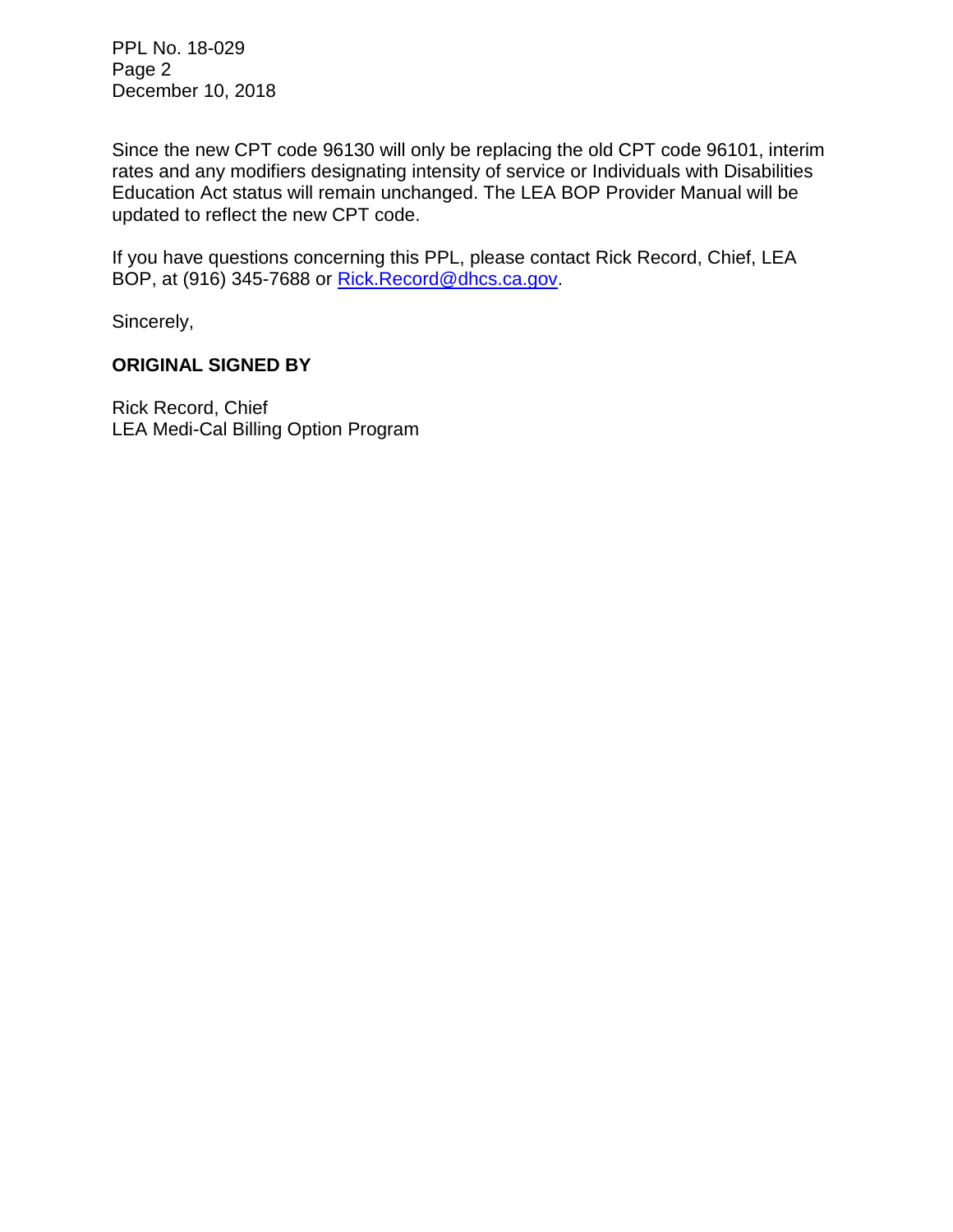Since the new CPT code 96130 will only be replacing the old CPT code 96101, interim rates and any modifiers designating intensity of service or Individuals with Disabilities Education Act status will remain unchanged. The LEA BOP Provider Manual will be updated to reflect the new CPT code.

If you have questions concerning this PPL, please contact Rick Record, Chief, LEA BOP, at (916) 345-7688 or Rick.Record@dhcs.ca.gov.

Sincerely,

**ORIGINAL SIGNED BY**

Rick Record, Chief
LEA Medi-Cal Billing Option Program